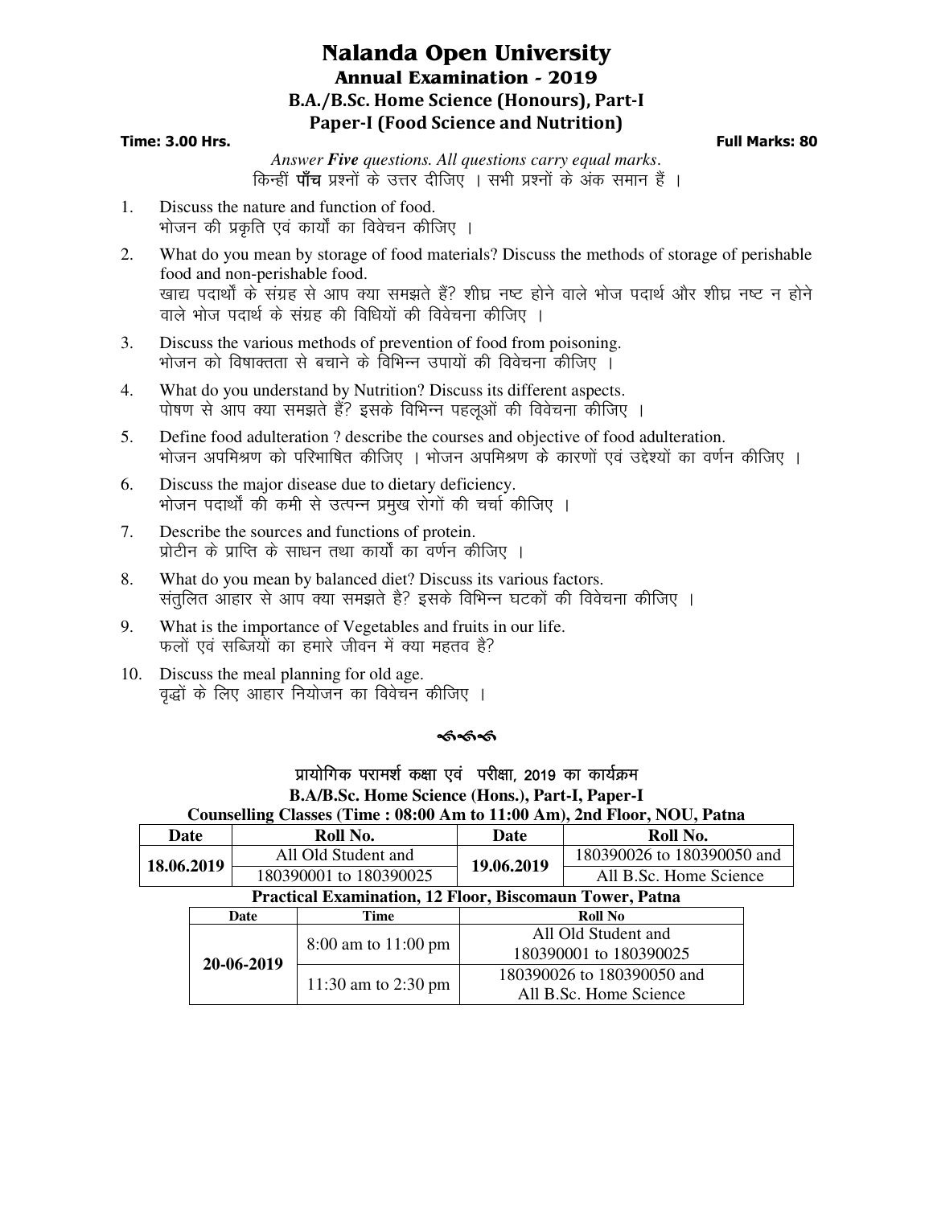# Nalanda Open University

## Annual Examination - 2019

### B.A./B.Sc. Home Science (Honours), Part-I

### Paper-I (Food Science and Nutrition)

**Time: 3.00 Hrs.** **Full Marks: 80**

*Answer **Five** questions. All questions carry equal marks.*
किन्हीं **पाँच** प्रश्नों के उत्तर दीजिए । सभी प्रश्नों के अंक समान हैं ।

1. Discuss the nature and function of food.
   भोजन की प्रकृति एवं कार्यों का विवेचन कीजिए ।
2. What do you mean by storage of food materials? Discuss the methods of storage of perishable food and non-perishable food.
   खाद्य पदार्थों के संग्रह से आप क्या समझते हैं? शीघ्र नष्ट होने वाले भोज पदार्थ और शीघ्र नष्ट न होने वाले भोज पदार्थ के संग्रह की विधियों की विवेचना कीजिए ।
3. Discuss the various methods of prevention of food from poisoning.
   भोजन को विषाक्तता से बचाने के विभिन्न उपायों की विवेचना कीजिए ।
4. What do you understand by Nutrition? Discuss its different aspects.
   पोषण से आप क्या समझते हैं? इसके विभिन्न पहलूओं की विवेचना कीजिए ।
5. Define food adulteration ? describe the courses and objective of food adulteration.
   भोजन अपमिश्रण को परिभाषित कीजिए । भोजन अपमिश्रण के कारणों एवं उद्देश्यों का वर्णन कीजिए ।
6. Discuss the major disease due to dietary deficiency.
   भोजन पदार्थों की कमी से उत्पन्न प्रमुख रोगों की चर्चा कीजिए ।
7. Describe the sources and functions of protein.
   प्रोटीन के प्राप्ति के साधन तथा कार्यों का वर्णन कीजिए ।
8. What do you mean by balanced diet? Discuss its various factors.
   संतुलित आहार से आप क्या समझते है? इसके विभिन्न घटकों की विवेचना कीजिए ।
9. What is the importance of Vegetables and fruits in our life.
   फलों एवं सब्जियों का हमारे जीवन में क्या महतव है?
10. Discuss the meal planning for old age.
    वृद्धों के लिए आहार नियोजन का विवेचन कीजिए ।

---

### प्रायोगिक परामर्श कक्षा एवं परीक्षा, 2019 का कार्यक्रम

**B.A/B.Sc. Home Science (Hons.), Part-I, Paper-I**

**Counselling Classes (Time : 08:00 Am to 11:00 Am), 2nd Floor, NOU, Patna**

| Date | Roll No. | Date | Roll No. |
|---|---|---|---|
| 18.06.2019 | All Old Student and 180390001 to 180390025 | 19.06.2019 | 180390026 to 180390050 and All B.Sc. Home Science |

**Practical Examination, 12 Floor, Biscomaun Tower, Patna**

| Date | Time | Roll No |
|---|---|---|
| 20-06-2019 | 8:00 am to 11:00 pm | All Old Student and 180390001 to 180390025 |
| | 11:30 am to 2:30 pm | 180390026 to 180390050 and All B.Sc. Home Science |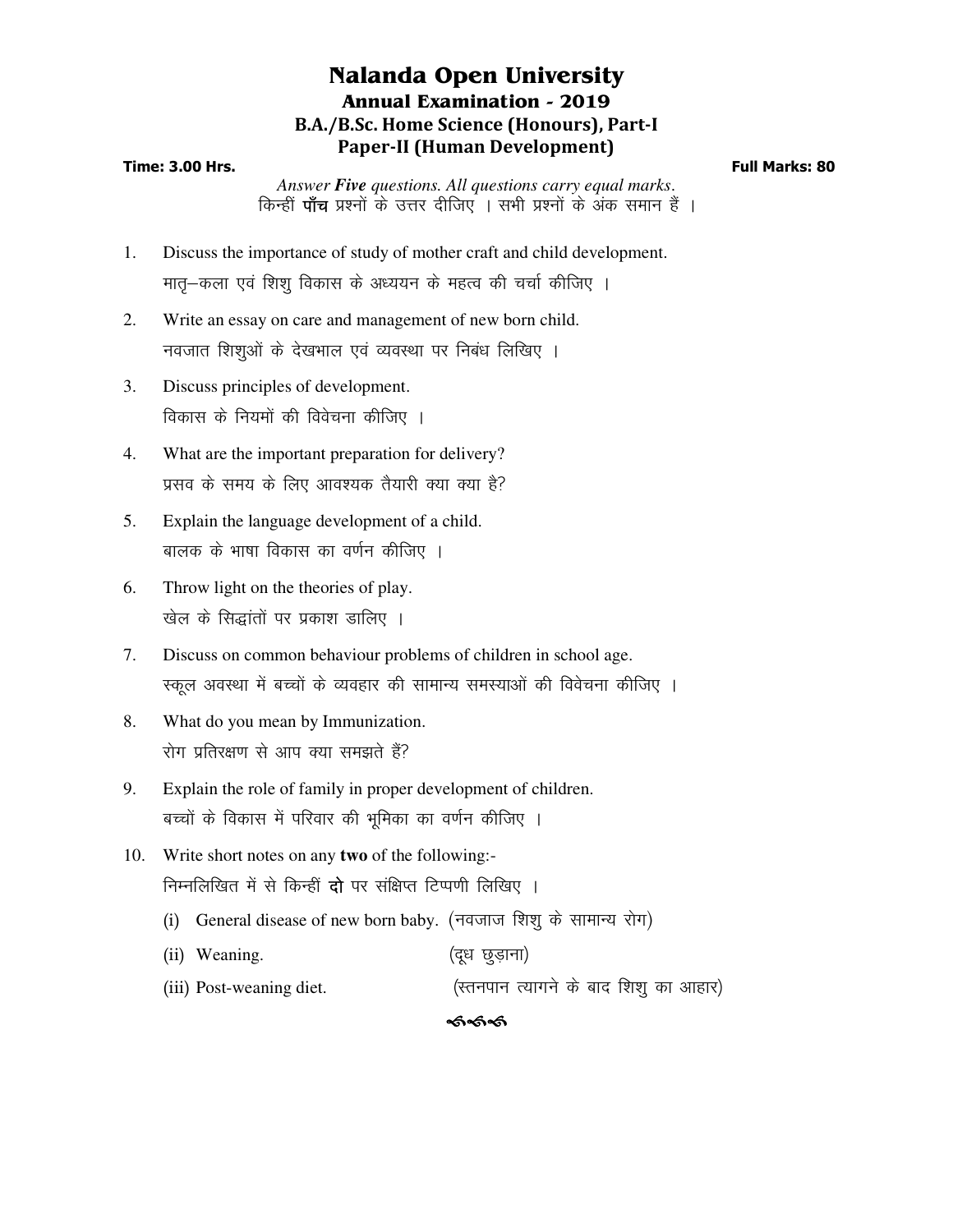# Nalanda Open University

## Annual Examination - 2019

### B.A./B.Sc. Home Science (Honours), Part-I

### Paper-II (Human Development)

**Time: 3.00 Hrs.** **Full Marks: 80**

*Answer **Five** questions. All questions carry equal marks.*
किन्हीं **पाँच** प्रश्नों के उत्तर दीजिए । सभी प्रश्नों के अंक समान हैं ।

1. Discuss the importance of study of mother craft and child development.
   मातृ–कला एवं शिशु विकास के अध्ययन के महत्व की चर्चा कीजिए ।

2. Write an essay on care and management of new born child.
   नवजात शिशुओं के देखभाल एवं व्यवस्था पर निबंध लिखिए ।

3. Discuss principles of development.
   विकास के नियमों की विवेचना कीजिए ।

4. What are the important preparation for delivery?
   प्रसव के समय के लिए आवश्यक तैयारी क्या क्या है?

5. Explain the language development of a child.
   बालक के भाषा विकास का वर्णन कीजिए ।

6. Throw light on the theories of play.
   खेल के सिद्धांतों पर प्रकाश डालिए ।

7. Discuss on common behaviour problems of children in school age.
   स्कूल अवस्था में बच्चों के व्यवहार की सामान्य समस्याओं की विवेचना कीजिए ।

8. What do you mean by Immunization.
   रोग प्रतिरक्षण से आप क्या समझते हैं?

9. Explain the role of family in proper development of children.
   बच्चों के विकास में परिवार की भूमिका का वर्णन कीजिए ।

10. Write short notes on any **two** of the following:-
    निम्नलिखित में से किन्हीं **दो** पर संक्षिप्त टिप्पणी लिखिए ।
    (i) General disease of new born baby. (नवजाज शिशु के सामान्य रोग)
    (ii) Weaning. (दूध छुड़ाना)
    (iii) Post-weaning diet. (स्तनपान त्यागने के बाद शिशु का आहार)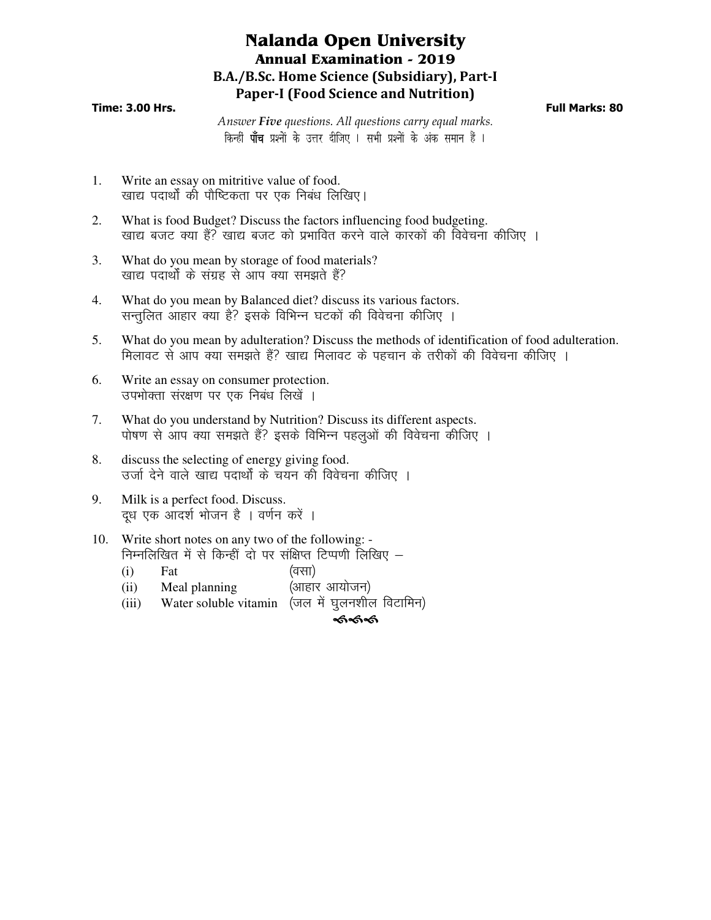# Nalanda Open University

## Annual Examination - 2019

### B.A./B.Sc. Home Science (Subsidiary), Part-I

### Paper-I (Food Science and Nutrition)

**Time: 3.00 Hrs.** **Full Marks: 80**

*Answer **Five** questions. All questions carry equal marks.*
किन्हीं **पाँच** प्रश्नों के उत्तर दीजिए । सभी प्रश्नों के अंक समान हैं ।

1. Write an essay on mitritive value of food.
   खाद्य पदार्थों की पौष्टिकता पर एक निबंध लिखिए।

2. What is food Budget? Discuss the factors influencing food budgeting.
   खाद्य बजट क्या हैं? खाद्य बजट को प्रभावित करने वाले कारकों की विवेचना कीजिए ।

3. What do you mean by storage of food materials?
   खाद्य पदार्थों के संग्रह से आप क्या समझते हैं?

4. What do you mean by Balanced diet? discuss its various factors.
   सन्तुलित आहार क्या है? इसके विभिन्न घटकों की विवेचना कीजिए ।

5. What do you mean by adulteration? Discuss the methods of identification of food adulteration.
   मिलावट से आप क्या समझते हैं? खाद्य मिलावट के पहचान के तरीकों की विवेचना कीजिए ।

6. Write an essay on consumer protection.
   उपभोक्ता संरक्षण पर एक निबंध लिखें ।

7. What do you understand by Nutrition? Discuss its different aspects.
   पोषण से आप क्या समझते हैं? इसके विभिन्न पहलुओं की विवेचना कीजिए ।

8. discuss the selecting of energy giving food.
   उर्जा देने वाले खाद्य पदार्थों के चयन की विवेचना कीजिए ।

9. Milk is a perfect food. Discuss.
   दूध एक आदर्श भोजन है । वर्णन करें ।

10. Write short notes on any two of the following: -
    निम्नलिखित में से किन्हीं दो पर संक्षिप्त टिप्पणी लिखिए –
    (i) Fat (वसा)
    (ii) Meal planning (आहार आयोजन)
    (iii) Water soluble vitamin (जल में घुलनशील विटामिन)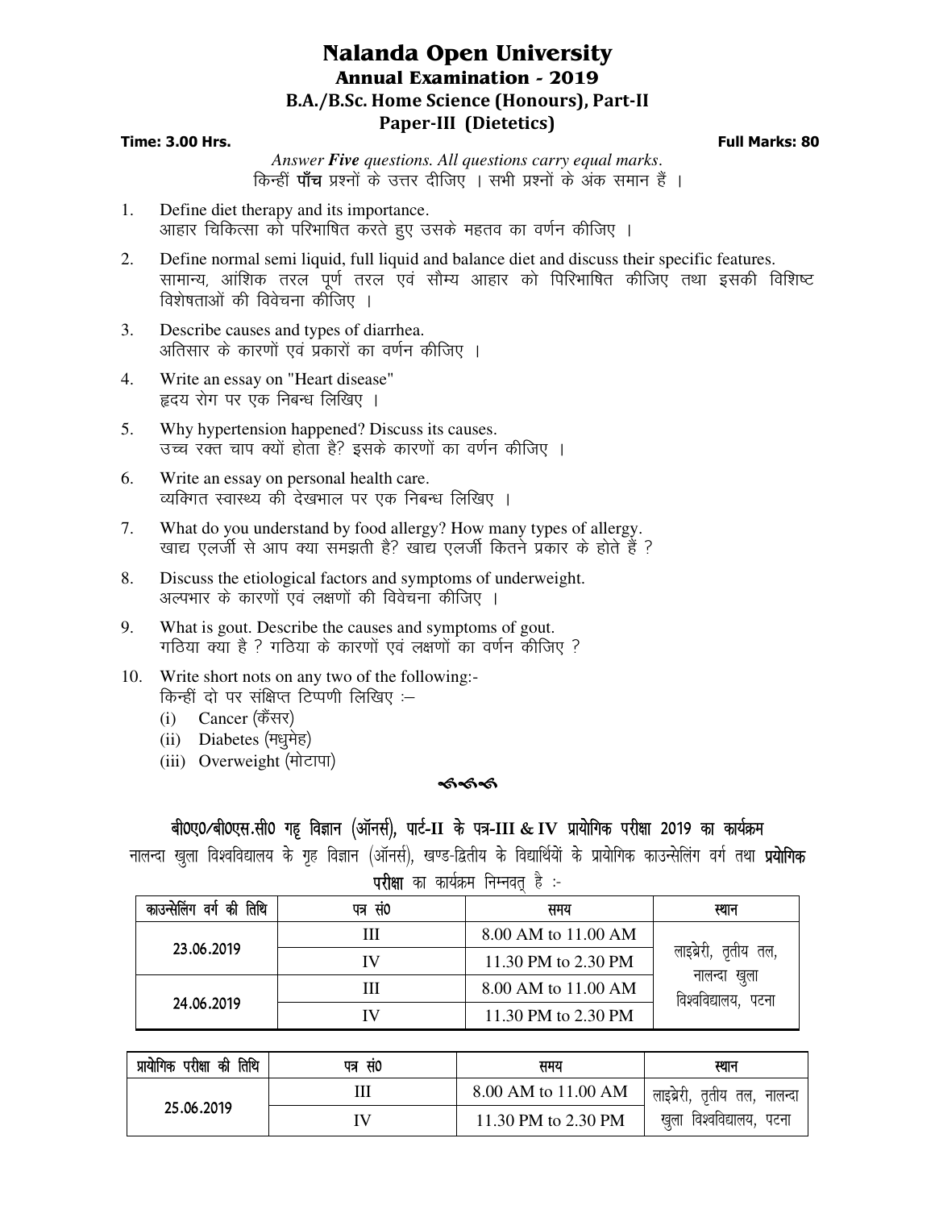# Nalanda Open University

## Annual Examination - 2019

### B.A./B.Sc. Home Science (Honours), Part-II

### Paper-III (Dietetics)

**Time: 3.00 Hrs.** **Full Marks: 80**

*Answer **Five** questions. All questions carry equal marks.*
किन्हीं **पाँच** प्रश्नों के उत्तर दीजिए । सभी प्रश्नों के अंक समान हैं ।

1. Define diet therapy and its importance.
   आहार चिकित्सा को परिभाषित करते हुए उसके महतव का वर्णन कीजिए ।

2. Define normal semi liquid, full liquid and balance diet and discuss their specific features.
   सामान्य, आंशिक तरल पूर्ण तरल एवं सौम्य आहार को पिरिभाषित कीजिए तथा इसकी विशिष्ट विशेषताओं की विवेचना कीजिए ।

3. Describe causes and types of diarrhea.
   अतिसार के कारणों एवं प्रकारों का वर्णन कीजिए ।

4. Write an essay on "Heart disease"
   ह्रदय रोग पर एक निबन्ध लिखिए ।

5. Why hypertension happened? Discuss its causes.
   उच्च रक्त चाप क्यों होता है? इसके कारणों का वर्णन कीजिए ।

6. Write an essay on personal health care.
   व्यक्तिगत स्वास्थ्य की देखभाल पर एक निबन्ध लिखिए ।

7. What do you understand by food allergy? How many types of allergy.
   खाद्य एलर्जी से आप क्या समझती है? खाद्य एलर्जी कितने प्रकार के होते हैं ?

8. Discuss the etiological factors and symptoms of underweight.
   अल्पभार के कारणों एवं लक्षणों की विवेचना कीजिए ।

9. What is gout. Describe the causes and symptoms of gout.
   गठिया क्या है ? गठिया के कारणों एवं लक्षणों का वर्णन कीजिए ?

10. Write short nots on any two of the following:-
    किन्हीं दो पर संक्षिप्त टिप्पणी लिखिए :–
    (i) Cancer (कैंसर)
    (ii) Diabetes (मधुमेह)
    (iii) Overweight (मोटापा)

---

**बी0ए0/बी0एस.सी0 गहृ विज्ञान (ऑनर्स), पार्ट-II के पत्र-III & IV प्रायोगिक परीक्षा 2019 का कार्यक्रम**

नालन्दा खुला विश्वविद्यालय के गृह विज्ञान (ऑनर्स), खण्ड-द्वितीय के विद्यार्थियों के प्रायोगिक काउन्सेलिंग वर्ग तथा **प्रयोगिक परीक्षा** का कार्यक्रम निम्नवत् है :-

| काउन्सेलिंग वर्ग की तिथि | पत्र सं0 | समय | स्थान |
|---|---|---|---|
| 23.06.2019 | III | 8.00 AM to 11.00 AM | लाइब्रेरी, तृतीय तल, नालन्दा खुला विश्वविद्यालय, पटना |
| | IV | 11.30 PM to 2.30 PM | |
| 24.06.2019 | III | 8.00 AM to 11.00 AM | |
| | IV | 11.30 PM to 2.30 PM | |

| प्रायोगिक परीक्षा की तिथि | पत्र सं0 | समय | स्थान |
|---|---|---|---|
| 25.06.2019 | III | 8.00 AM to 11.00 AM | लाइब्रेरी, तृतीय तल, नालन्दा खुला विश्वविद्यालय, पटना |
| | IV | 11.30 PM to 2.30 PM | |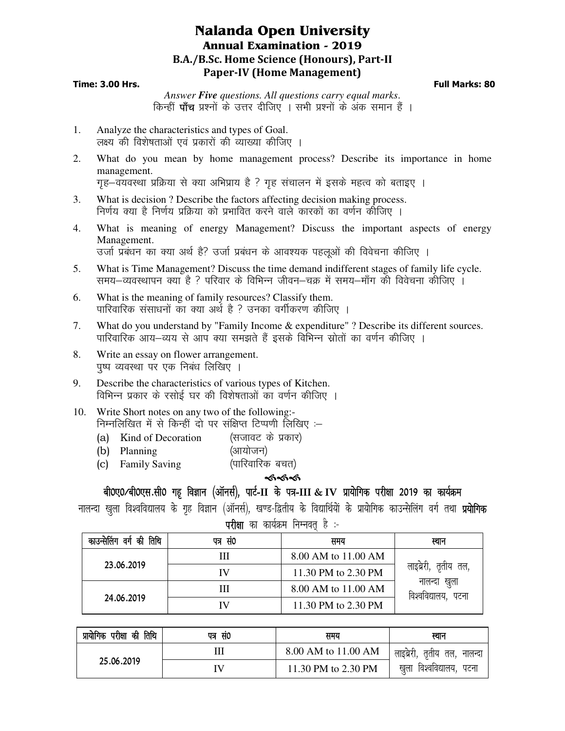# Nalanda Open University

## Annual Examination - 2019

### B.A./B.Sc. Home Science (Honours), Part-II

### Paper-IV (Home Management)

**Time: 3.00 Hrs.** **Full Marks: 80**

*Answer **Five** questions. All questions carry equal marks.*
किन्हीं **पाँच** प्रश्नों के उत्तर दीजिए । सभी प्रश्नों के अंक समान हैं ।

1. Analyze the characteristics and types of Goal.
   लक्ष्य की विशेषताओं एवं प्रकारों की व्याख्या कीजिए ।
2. What do you mean by home management process? Describe its importance in home management.
   गृह–वयवस्था प्रक्रिया से क्या अभिप्राय है ? गृह संचालन में इसके महत्व को बताइए ।
3. What is decision ? Describe the factors affecting decision making process.
   निर्णय क्या है निर्णय प्रक्रिया को प्रभावित करने वाले कारकों का वर्णन कीजिए ।
4. What is meaning of energy Management? Discuss the important aspects of energy Management.
   उर्जा प्रबंधन का क्या अर्थ है? उर्जा प्रबंधन के आवश्यक पहलूओं की विवेचना कीजिए ।
5. What is Time Management? Discuss the time demand indifferent stages of family life cycle.
   समय–व्यवस्थापन क्या है ? परिवार के विभिन्न जीवन–चक्र में समय–माँग की विवेचना कीजिए ।
6. What is the meaning of family resources? Classify them.
   पारिवारिक संसाधनों का क्या अर्थ है ? उनका वर्गीकरण कीजिए ।
7. What do you understand by "Family Income & expenditure" ? Describe its different sources.
   पारिवारिक आय–व्यय से आप क्या समझते हैं इसके विभिन्न स्रोतों का वर्णन कीजिए ।
8. Write an essay on flower arrangement.
   पुष्प व्यवस्था पर एक निबंध लिखिए ।
9. Describe the characteristics of various types of Kitchen.
   विभिन्न प्रकार के रसोई घर की विशेषताओं का वर्णन कीजिए ।
10. Write Short notes on any two of the following:-
    निम्नलिखित में से किन्हीं दो पर संक्षिप्त टिप्पणी लिखिए :–
    (a) Kind of Decoration (सजावट के प्रकार)
    (b) Planning (आयोजन)
    (c) Family Saving (पारिवारिक बचत)

### बी0ए0/बी0एस.सी0 गहृ विज्ञान (ऑनर्स), पार्ट-II के पत्र-III & IV प्रायोगिक परीक्षा 2019 का कार्यक्रम

नालन्दा खुला विश्वविद्यालय के गृह विज्ञान (ऑनर्स), खण्ड-द्वितीय के विद्यार्थियों के प्रायोगिक काउन्सेलिंग वर्ग तथा **प्रयोगिक परीक्षा** का कार्यक्रम निम्नवत् है :-

| काउन्सेलिंग वर्ग की तिथि | पत्र सं0 | समय | स्थान |
|---|---|---|---|
| 23.06.2019 | III | 8.00 AM to 11.00 AM | लाइब्रेरी, तृतीय तल, नालन्दा खुला विश्वविद्यालय, पटना |
| | IV | 11.30 PM to 2.30 PM | |
| 24.06.2019 | III | 8.00 AM to 11.00 AM | |
| | IV | 11.30 PM to 2.30 PM | |

| प्रायोगिक परीक्षा की तिथि | पत्र सं0 | समय | स्थान |
|---|---|---|---|
| 25.06.2019 | III | 8.00 AM to 11.00 AM | लाइब्रेरी, तृतीय तल, नालन्दा खुला विश्वविद्यालय, पटना |
| | IV | 11.30 PM to 2.30 PM | |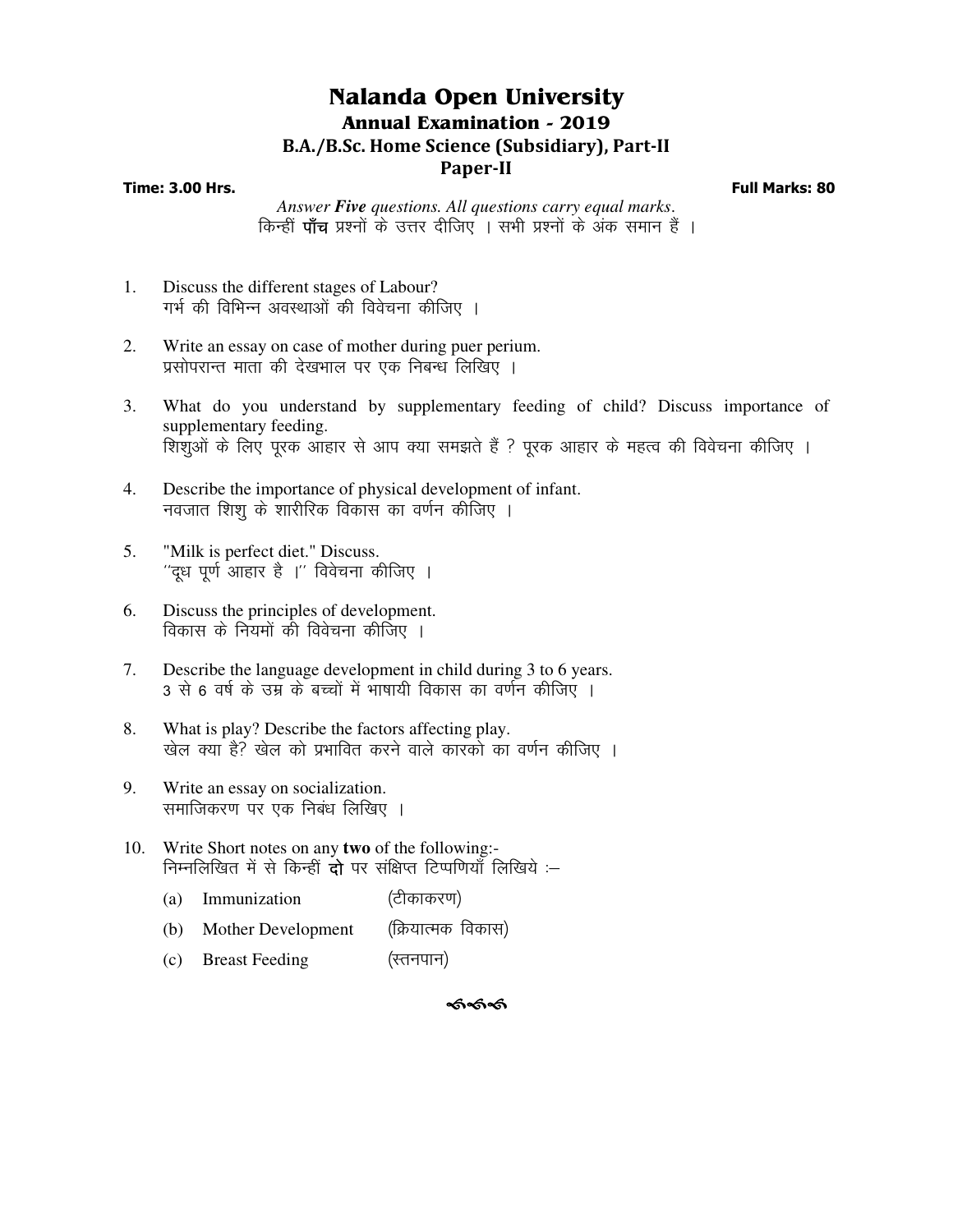# Nalanda Open University

## Annual Examination - 2019

### B.A./B.Sc. Home Science (Subsidiary), Part-II

### Paper-II

**Time: 3.00 Hrs.** **Full Marks: 80**

*Answer* ***Five*** *questions. All questions carry equal marks.*
किन्हीं **पाँच** प्रश्नों के उत्तर दीजिए । सभी प्रश्नों के अंक समान हैं ।

1. Discuss the different stages of Labour?
   गर्भ की विभिन्न अवस्थाओं की विवेचना कीजिए ।

2. Write an essay on case of mother during puer perium.
   प्रसोपरान्त माता की देखभाल पर एक निबन्ध लिखिए ।

3. What do you understand by supplementary feeding of child? Discuss importance of supplementary feeding.
   शिशुओं के लिए पूरक आहार से आप क्या समझते हैं ? पूरक आहार के महत्व की विवेचना कीजिए ।

4. Describe the importance of physical development of infant.
   नवजात शिशु के शारीरिक विकास का वर्णन कीजिए ।

5. "Milk is perfect diet." Discuss.
   ''दूध पूर्ण आहार है ।'' विवेचना कीजिए ।

6. Discuss the principles of development.
   विकास के नियमों की विवेचना कीजिए ।

7. Describe the language development in child during 3 to 6 years.
   3 से 6 वर्ष के उम्र के बच्चों में भाषायी विकास का वर्णन कीजिए ।

8. What is play? Describe the factors affecting play.
   खेल क्या है? खेल को प्रभावित करने वाले कारको का वर्णन कीजिए ।

9. Write an essay on socialization.
   समाजिकरण पर एक निबंध लिखिए ।

10. Write Short notes on any **two** of the following:-
    निम्नलिखित में से किन्हीं **दो** पर संक्षिप्त टिप्पणियाँ लिखिये :–
    (a) Immunization (टीकाकरण)
    (b) Mother Development (क्रियात्मक विकास)
    (c) Breast Feeding (स्तनपान)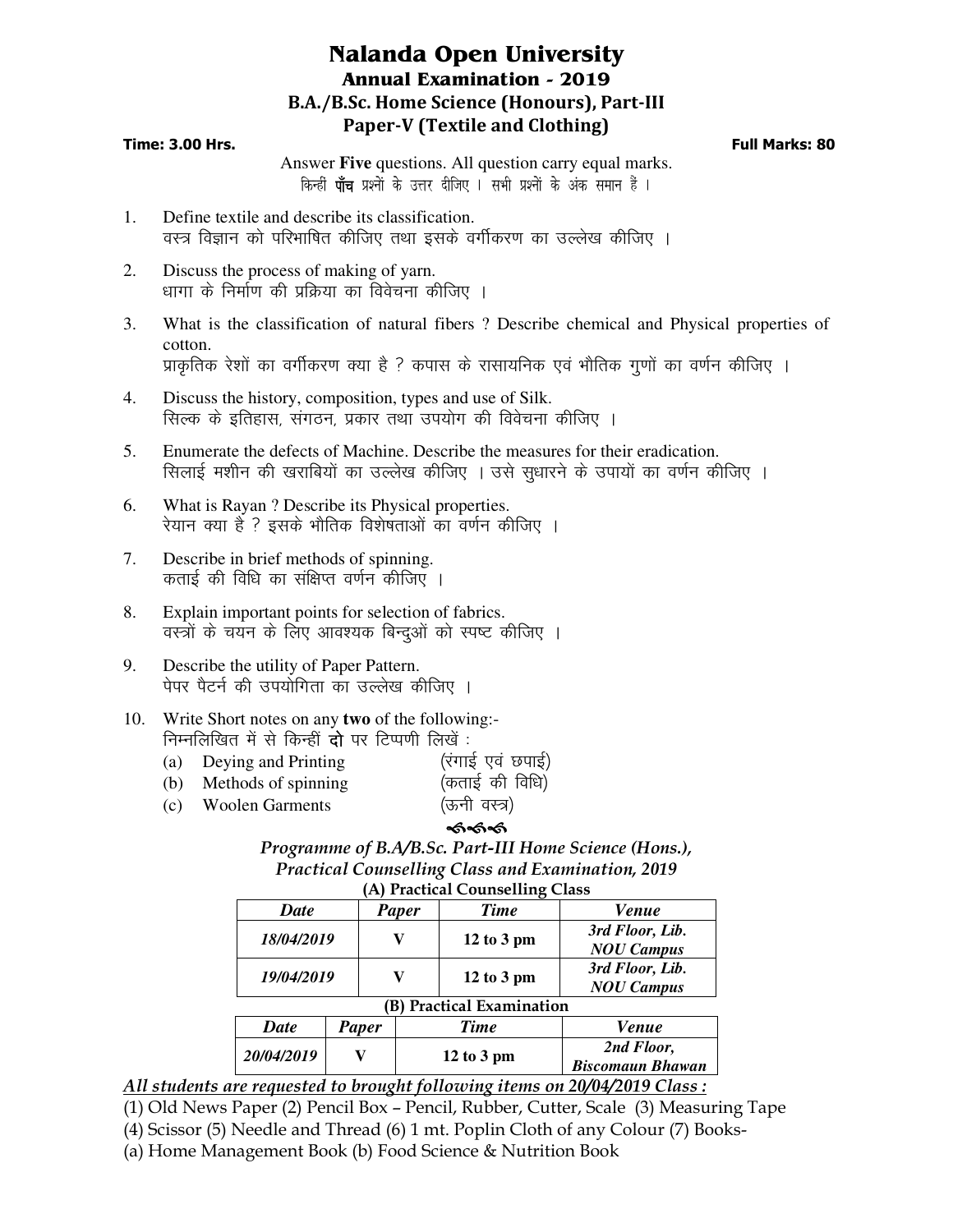# Nalanda Open University

## Annual Examination - 2019

## B.A./B.Sc. Home Science (Honours), Part-III

## Paper-V (Textile and Clothing)

**Time: 3.00 Hrs.** **Full Marks: 80**

Answer **Five** questions. All question carry equal marks.
किन्हीं **पाँच** प्रश्नों के उत्तर दीजिए । सभी प्रश्नों के अंक समान हैं ।

1. Define textile and describe its classification.
   वस्त्र विज्ञान को परिभाषित कीजिए तथा इसके वर्गीकरण का उल्लेख कीजिए ।

2. Discuss the process of making of yarn.
   धागा के निर्माण की प्रक्रिया का विवेचना कीजिए ।

3. What is the classification of natural fibers ? Describe chemical and Physical properties of cotton.
   प्राकृतिक रेशों का वर्गीकरण क्या है ? कपास के रासायनिक एवं भौतिक गुणों का वर्णन कीजिए ।

4. Discuss the history, composition, types and use of Silk.
   सिल्क के इतिहास, संगठन, प्रकार तथा उपयोग की विवेचना कीजिए ।

5. Enumerate the defects of Machine. Describe the measures for their eradication.
   सिलाई मशीन की खराबियों का उल्लेख कीजिए । उसे सुधारने के उपायों का वर्णन कीजिए ।

6. What is Rayan ? Describe its Physical properties.
   रेयान क्या है ? इसके भौतिक विशेषताओं का वर्णन कीजिए ।

7. Describe in brief methods of spinning.
   कताई की विधि का संक्षिप्त वर्णन कीजिए ।

8. Explain important points for selection of fabrics.
   वस्त्रों के चयन के लिए आवश्यक बिन्दुओं को स्पष्ट कीजिए ।

9. Describe the utility of Paper Pattern.
   पेपर पैटर्न की उपयोगिता का उल्लेख कीजिए ।

10. Write Short notes on any **two** of the following:-
    निम्नलिखित में से किन्हीं **दो** पर टिप्पणी लिखें :
    (a) Deying and Printing (रंगाई एवं छपाई)
    (b) Methods of spinning (कताई की विधि)
    (c) Woolen Garments (ऊनी वस्त्र)

***Programme of B.A/B.Sc. Part-III Home Science (Hons.), Practical Counselling Class and Examination, 2019***

**(A) Practical Counselling Class**

| *Date* | *Paper* | *Time* | *Venue* |
|---|---|---|---|
| *18/04/2019* | V | 12 to 3 pm | *3rd Floor, Lib. NOU Campus* |
| *19/04/2019* | V | 12 to 3 pm | *3rd Floor, Lib. NOU Campus* |

**(B) Practical Examination**

| *Date* | *Paper* | *Time* | *Venue* |
|---|---|---|---|
| *20/04/2019* | V | 12 to 3 pm | *2nd Floor, Biscomaun Bhawan* |

***All students are requested to brought following items on 20/04/2019 Class :***

(1) Old News Paper (2) Pencil Box – Pencil, Rubber, Cutter, Scale (3) Measuring Tape
(4) Scissor (5) Needle and Thread (6) 1 mt. Poplin Cloth of any Colour (7) Books-
(a) Home Management Book (b) Food Science & Nutrition Book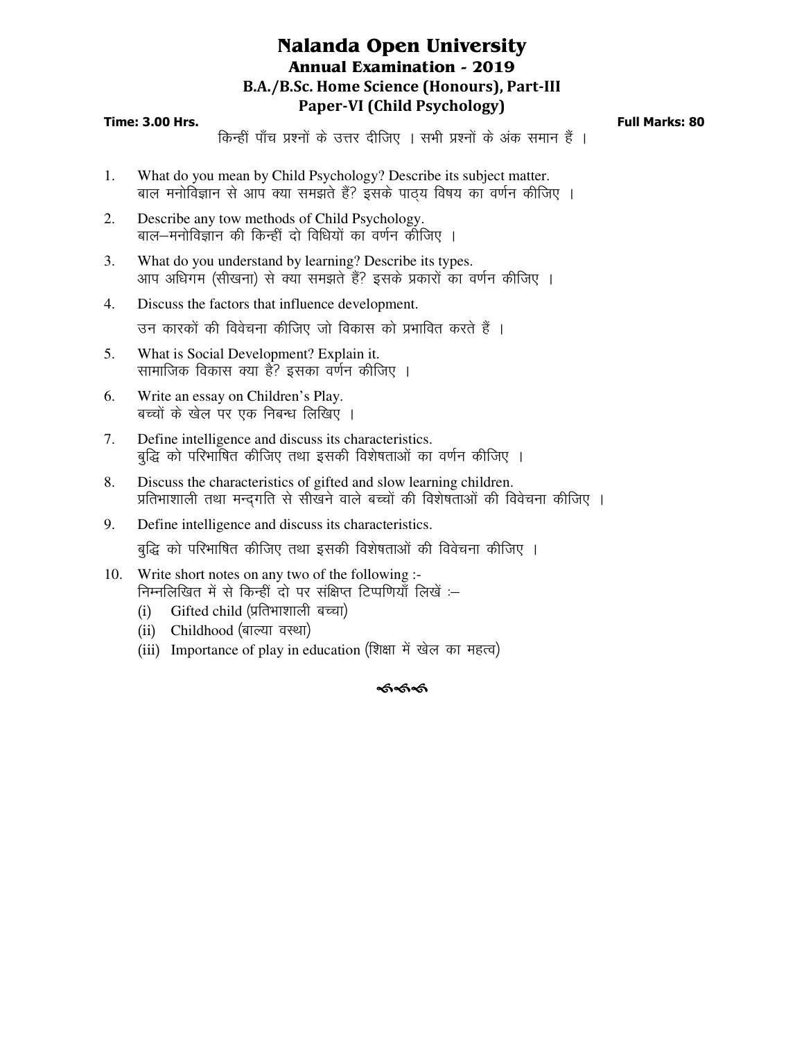# Nalanda Open University

## Annual Examination - 2019

### B.A./B.Sc. Home Science (Honours), Part-III

### Paper-VI (Child Psychology)

**Time: 3.00 Hrs.** **Full Marks: 80**

किन्हीं पाँच प्रश्नों के उत्तर दीजिए । सभी प्रश्नों के अंक समान हैं ।

1. What do you mean by Child Psychology? Describe its subject matter.
   बाल मनोविज्ञान से आप क्या समझते हैं? इसके पाठ्य विषय का वर्णन कीजिए ।

2. Describe any tow methods of Child Psychology.
   बाल–मनोविज्ञान की किन्हीं दो विधियों का वर्णन कीजिए ।

3. What do you understand by learning? Describe its types.
   आप अधिगम (सीखना) से क्या समझते हैं? इसके प्रकारों का वर्णन कीजिए ।

4. Discuss the factors that influence development.
   उन कारकों की विवेचना कीजिए जो विकास को प्रभावित करते हैं ।

5. What is Social Development? Explain it.
   सामाजिक विकास क्या है? इसका वर्णन कीजिए ।

6. Write an essay on Children's Play.
   बच्चों के खेल पर एक निबन्ध लिखिए ।

7. Define intelligence and discuss its characteristics.
   बुद्धि को परिभाषित कीजिए तथा इसकी विशेषताओं का वर्णन कीजिए ।

8. Discuss the characteristics of gifted and slow learning children.
   प्रतिभाशाली तथा मन्दगति से सीखने वाले बच्चों की विशेषताओं की विवेचना कीजिए ।

9. Define intelligence and discuss its characteristics.
   बुद्धि को परिभाषित कीजिए तथा इसकी विशेषताओं की विवेचना कीजिए ।

10. Write short notes on any two of the following :-
    निम्नलिखित में से किन्हीं दो पर संक्षिप्त टिप्पणियाँ लिखें :–
    (i) Gifted child (प्रतिभाशाली बच्चा)
    (ii) Childhood (बाल्या वस्था)
    (iii) Importance of play in education (शिक्षा में खेल का महत्व)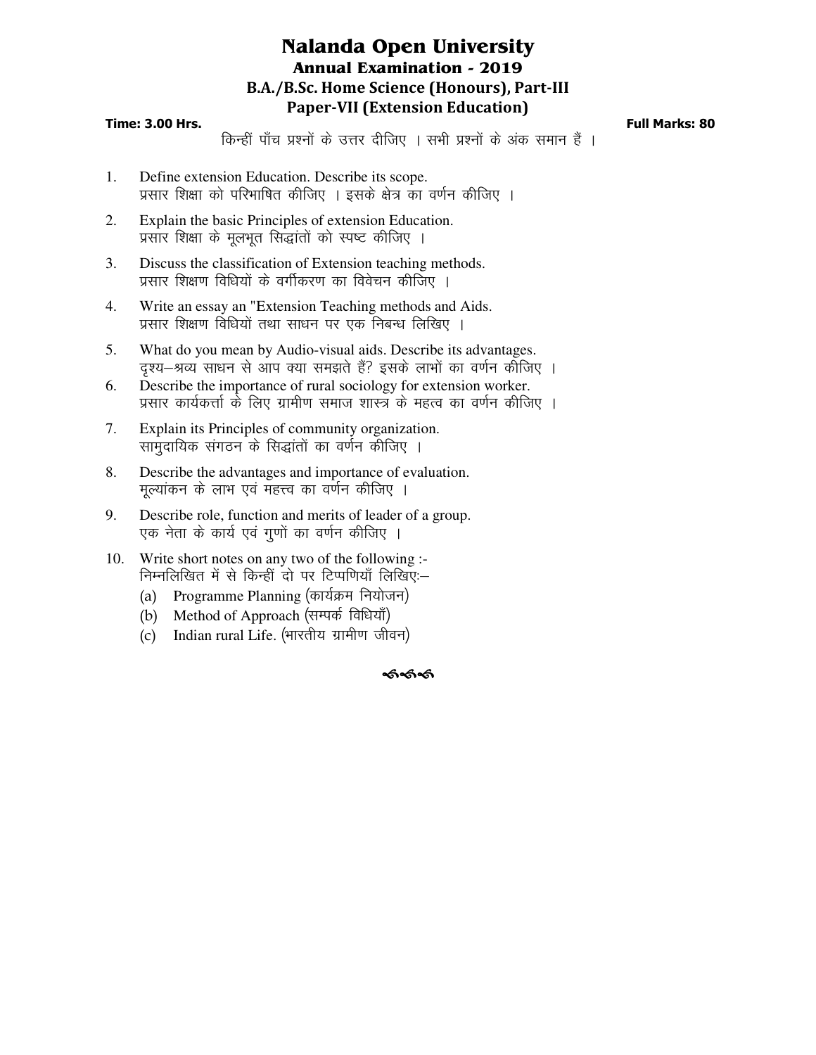# Nalanda Open University

## Annual Examination - 2019

### B.A./B.Sc. Home Science (Honours), Part-III

### Paper-VII (Extension Education)

**Time: 3.00 Hrs.** **Full Marks: 80**

किन्हीं पाँच प्रश्नों के उत्तर दीजिए । सभी प्रश्नों के अंक समान हैं ।

1. Define extension Education. Describe its scope.
   प्रसार शिक्षा को परिभाषित कीजिए । इसके क्षेत्र का वर्णन कीजिए ।

2. Explain the basic Principles of extension Education.
   प्रसार शिक्षा के मूलभूत सिद्धांतों को स्पष्ट कीजिए ।

3. Discuss the classification of Extension teaching methods.
   प्रसार शिक्षण विधियों के वर्गीकरण का विवेचन कीजिए ।

4. Write an essay an "Extension Teaching methods and Aids.
   प्रसार शिक्षण विधियों तथा साधन पर एक निबन्ध लिखिए ।

5. What do you mean by Audio-visual aids. Describe its advantages.
   दृश्य–श्रव्य साधन से आप क्या समझते हैं? इसके लाभों का वर्णन कीजिए ।

6. Describe the importance of rural sociology for extension worker.
   प्रसार कार्यकर्त्ता के लिए ग्रामीण समाज शास्त्र के महत्व का वर्णन कीजिए ।

7. Explain its Principles of community organization.
   सामुदायिक संगठन के सिद्धांतों का वर्णन कीजिए ।

8. Describe the advantages and importance of evaluation.
   मूल्यांकन के लाभ एवं महत्त्व का वर्णन कीजिए ।

9. Describe role, function and merits of leader of a group.
   एक नेता के कार्य एवं गुणों का वर्णन कीजिए ।

10. Write short notes on any two of the following :-
    निम्नलिखित में से किन्हीं दो पर टिप्पणियाँ लिखिए:–
    (a) Programme Planning (कार्यक्रम नियोजन)
    (b) Method of Approach (सम्पर्क विधियाँ)
    (c) Indian rural Life. (भारतीय ग्रामीण जीवन)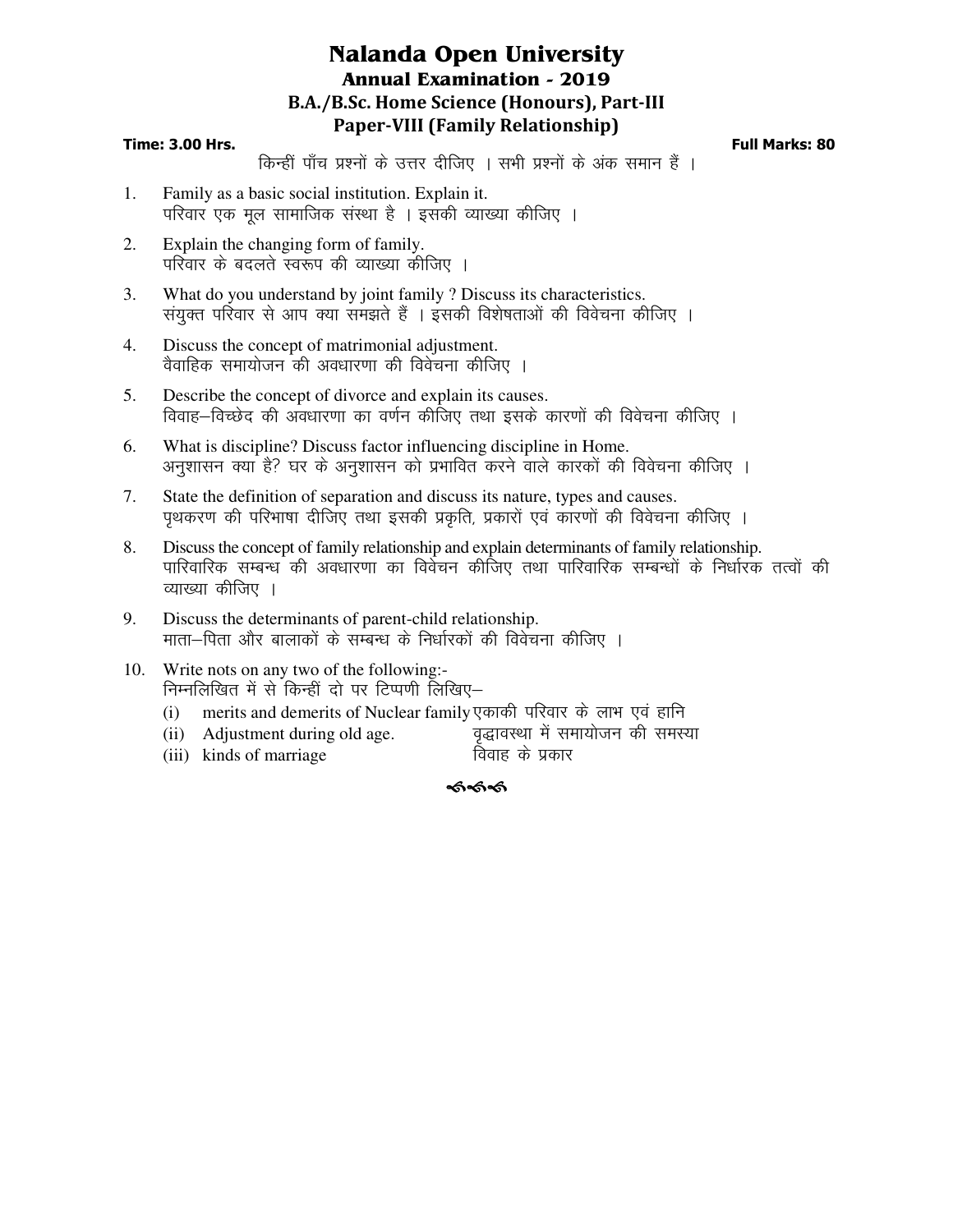# Nalanda Open University

## Annual Examination - 2019

### B.A./B.Sc. Home Science (Honours), Part-III

### Paper-VIII (Family Relationship)

**Time: 3.00 Hrs.** **Full Marks: 80**

किन्हीं पाँच प्रश्नों के उत्तर दीजिए । सभी प्रश्नों के अंक समान हैं ।

1. Family as a basic social institution. Explain it.
   परिवार एक मूल सामाजिक संस्था है । इसकी व्याख्या कीजिए ।

2. Explain the changing form of family.
   परिवार के बदलते स्वरूप की व्याख्या कीजिए ।

3. What do you understand by joint family ? Discuss its characteristics.
   संयुक्त परिवार से आप क्या समझते हैं । इसकी विशेषताओं की विवेचना कीजिए ।

4. Discuss the concept of matrimonial adjustment.
   वैवाहिक समायोजन की अवधारणा की विवेचना कीजिए ।

5. Describe the concept of divorce and explain its causes.
   विवाह–विच्छेद की अवधारणा का वर्णन कीजिए तथा इसके कारणों की विवेचना कीजिए ।

6. What is discipline? Discuss factor influencing discipline in Home.
   अनुशासन क्या है? घर के अनुशासन को प्रभावित करने वाले कारकों की विवेचना कीजिए ।

7. State the definition of separation and discuss its nature, types and causes.
   पृथकरण की परिभाषा दीजिए तथा इसकी प्रकृति, प्रकारों एवं कारणों की विवेचना कीजिए ।

8. Discuss the concept of family relationship and explain determinants of family relationship.
   पारिवारिक सम्बन्ध की अवधारणा का विवेचन कीजिए तथा पारिवारिक सम्बन्धों के निर्धारक तत्वों की व्याख्या कीजिए ।

9. Discuss the determinants of parent-child relationship.
   माता–पिता और बालाकों के सम्बन्ध के निर्धारकों की विवेचना कीजिए ।

10. Write notes on any two of the following:-
    निम्नलिखित में से किन्हीं दो पर टिप्पणी लिखिए–
    (i) merits and demerits of Nuclear family एकाकी परिवार के लाभ एवं हानि
    (ii) Adjustment during old age. वृद्धावस्था में समायोजन की समस्या
    (iii) kinds of marriage विवाह के प्रकार